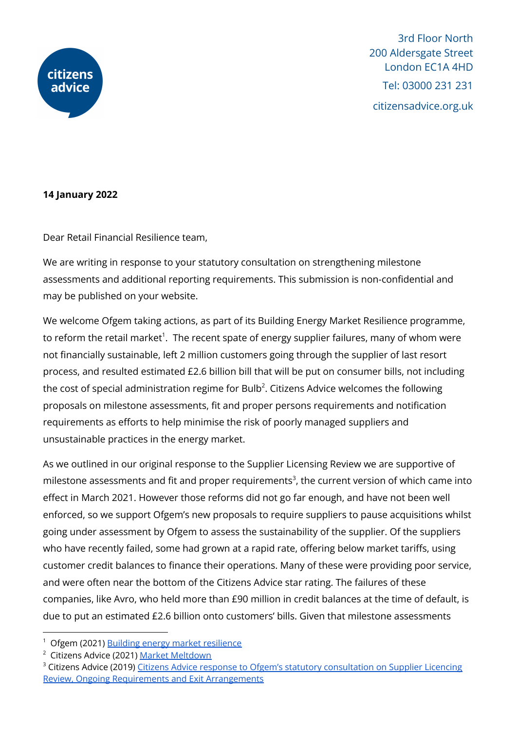citizens advice

3rd Floor North
200 Aldersgate Street
London EC1A 4HD
Tel: 03000 231 231
citizensadvice.org.uk

**14 January 2022**

Dear Retail Financial Resilience team,

We are writing in response to your statutory consultation on strengthening milestone assessments and additional reporting requirements. This submission is non-confidential and may be published on your website.

We welcome Ofgem taking actions, as part of its Building Energy Market Resilience programme, to reform the retail market[1]. The recent spate of energy supplier failures, many of whom were not financially sustainable, left 2 million customers going through the supplier of last resort process, and resulted estimated £2.6 billion bill that will be put on consumer bills, not including the cost of special administration regime for Bulb[2]. Citizens Advice welcomes the following proposals on milestone assessments, fit and proper persons requirements and notification requirements as efforts to help minimise the risk of poorly managed suppliers and unsustainable practices in the energy market.

As we outlined in our original response to the Supplier Licensing Review we are supportive of milestone assessments and fit and proper requirements[3], the current version of which came into effect in March 2021. However those reforms did not go far enough, and have not been well enforced, so we support Ofgem's new proposals to require suppliers to pause acquisitions whilst going under assessment by Ofgem to assess the sustainability of the supplier. Of the suppliers who have recently failed, some had grown at a rapid rate, offering below market tariffs, using customer credit balances to finance their operations. Many of these were providing poor service, and were often near the bottom of the Citizens Advice star rating. The failures of these companies, like Avro, who held more than £90 million in credit balances at the time of default, is due to put an estimated £2.6 billion onto customers' bills. Given that milestone assessments

---

[1] Ofgem (2021) Building energy market resilience

[2] Citizens Advice (2021) Market Meltdown

[3] Citizens Advice (2019) Citizens Advice response to Ofgem's statutory consultation on Supplier Licencing Review, Ongoing Requirements and Exit Arrangements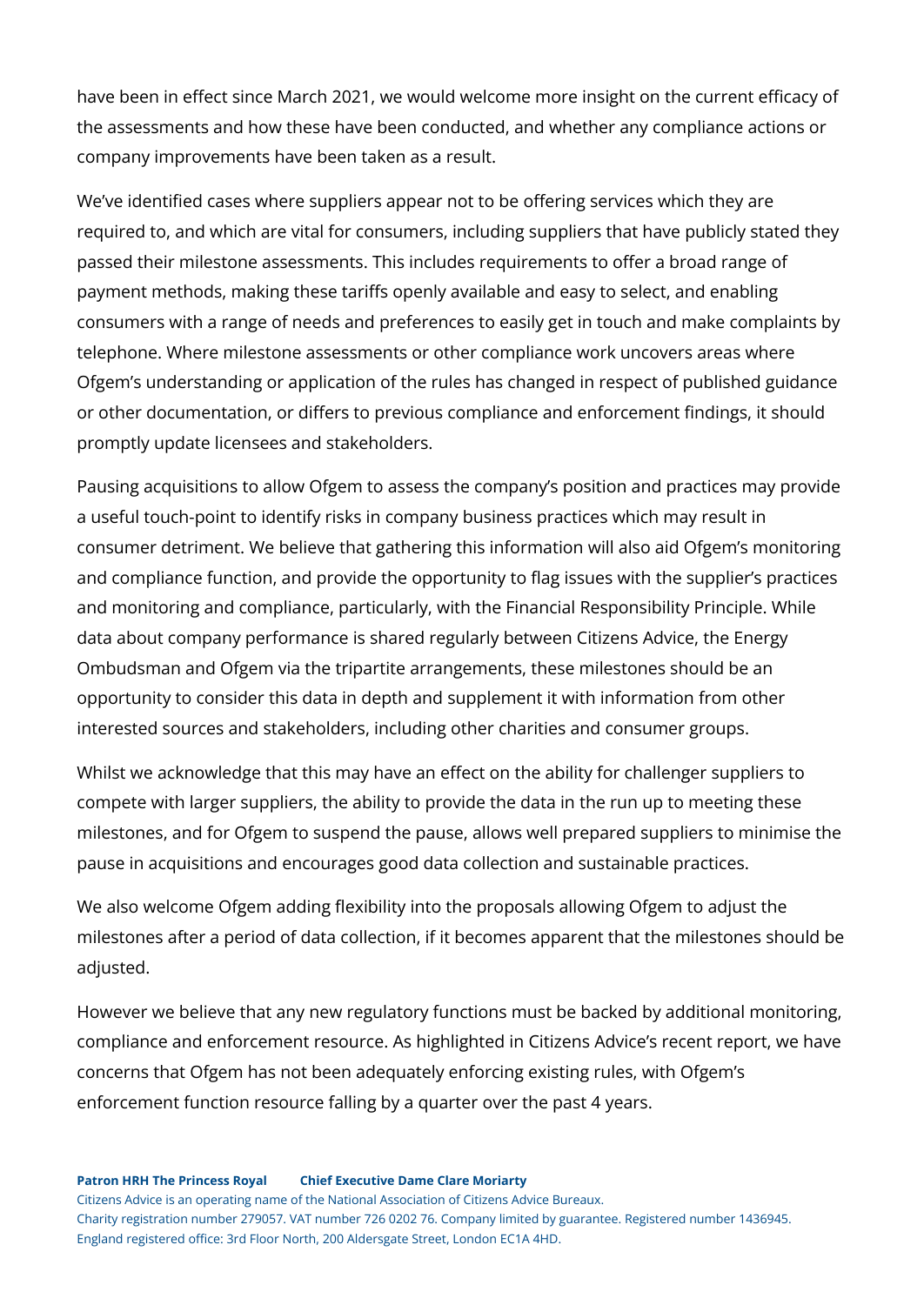have been in effect since March 2021, we would welcome more insight on the current efficacy of the assessments and how these have been conducted, and whether any compliance actions or company improvements have been taken as a result.

We've identified cases where suppliers appear not to be offering services which they are required to, and which are vital for consumers, including suppliers that have publicly stated they passed their milestone assessments. This includes requirements to offer a broad range of payment methods, making these tariffs openly available and easy to select, and enabling consumers with a range of needs and preferences to easily get in touch and make complaints by telephone. Where milestone assessments or other compliance work uncovers areas where Ofgem's understanding or application of the rules has changed in respect of published guidance or other documentation, or differs to previous compliance and enforcement findings, it should promptly update licensees and stakeholders.

Pausing acquisitions to allow Ofgem to assess the company's position and practices may provide a useful touch-point to identify risks in company business practices which may result in consumer detriment. We believe that gathering this information will also aid Ofgem's monitoring and compliance function, and provide the opportunity to flag issues with the supplier's practices and monitoring and compliance, particularly, with the Financial Responsibility Principle. While data about company performance is shared regularly between Citizens Advice, the Energy Ombudsman and Ofgem via the tripartite arrangements, these milestones should be an opportunity to consider this data in depth and supplement it with information from other interested sources and stakeholders, including other charities and consumer groups.

Whilst we acknowledge that this may have an effect on the ability for challenger suppliers to compete with larger suppliers, the ability to provide the data in the run up to meeting these milestones, and for Ofgem to suspend the pause, allows well prepared suppliers to minimise the pause in acquisitions and encourages good data collection and sustainable practices.

We also welcome Ofgem adding flexibility into the proposals allowing Ofgem to adjust the milestones after a period of data collection, if it becomes apparent that the milestones should be adjusted.

However we believe that any new regulatory functions must be backed by additional monitoring, compliance and enforcement resource. As highlighted in Citizens Advice's recent report, we have concerns that Ofgem has not been adequately enforcing existing rules, with Ofgem's enforcement function resource falling by a quarter over the past 4 years.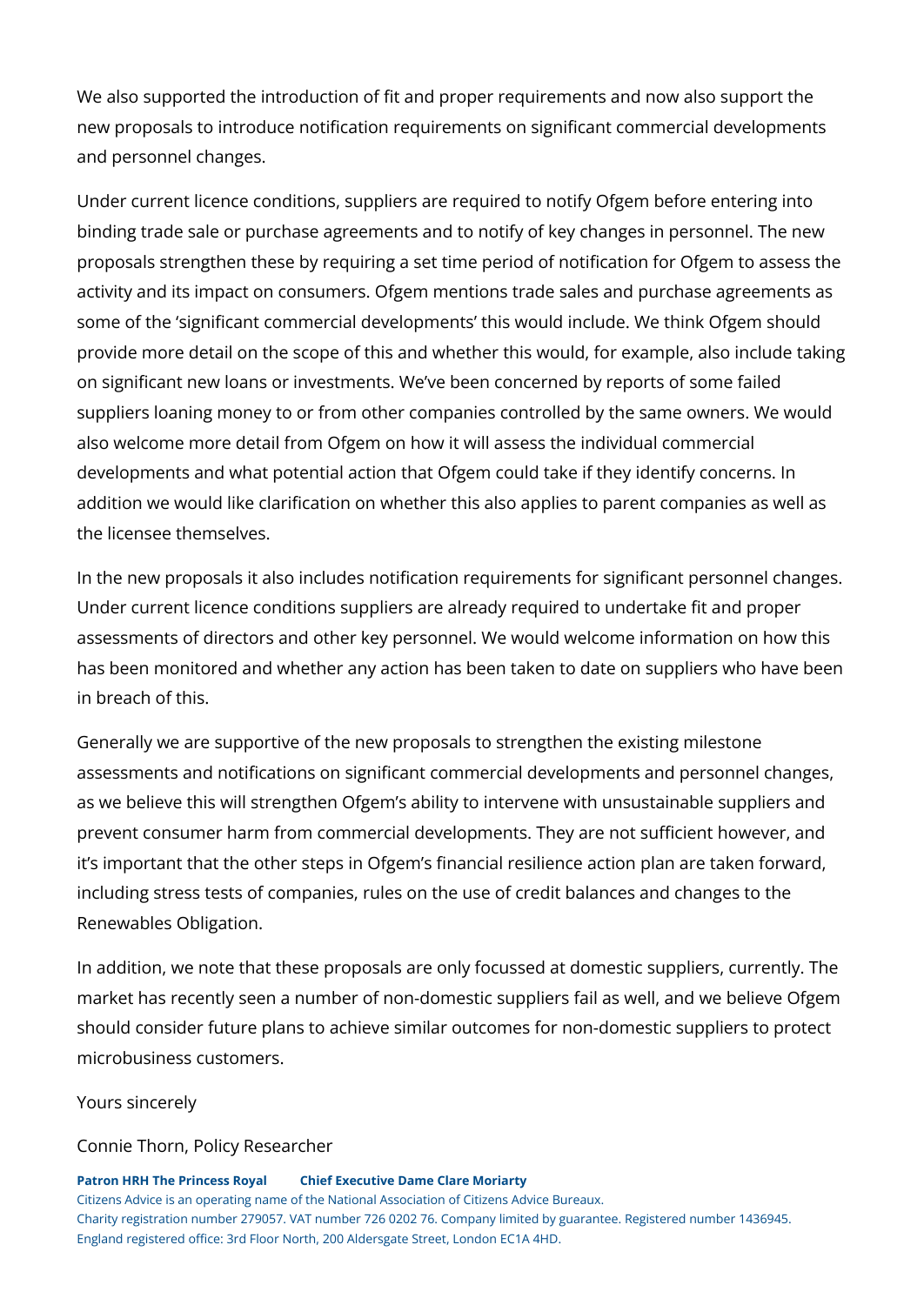We also supported the introduction of fit and proper requirements and now also support the new proposals to introduce notification requirements on significant commercial developments and personnel changes.

Under current licence conditions, suppliers are required to notify Ofgem before entering into binding trade sale or purchase agreements and to notify of key changes in personnel. The new proposals strengthen these by requiring a set time period of notification for Ofgem to assess the activity and its impact on consumers. Ofgem mentions trade sales and purchase agreements as some of the 'significant commercial developments' this would include. We think Ofgem should provide more detail on the scope of this and whether this would, for example, also include taking on significant new loans or investments. We've been concerned by reports of some failed suppliers loaning money to or from other companies controlled by the same owners. We would also welcome more detail from Ofgem on how it will assess the individual commercial developments and what potential action that Ofgem could take if they identify concerns. In addition we would like clarification on whether this also applies to parent companies as well as the licensee themselves.

In the new proposals it also includes notification requirements for significant personnel changes. Under current licence conditions suppliers are already required to undertake fit and proper assessments of directors and other key personnel. We would welcome information on how this has been monitored and whether any action has been taken to date on suppliers who have been in breach of this.

Generally we are supportive of the new proposals to strengthen the existing milestone assessments and notifications on significant commercial developments and personnel changes, as we believe this will strengthen Ofgem's ability to intervene with unsustainable suppliers and prevent consumer harm from commercial developments. They are not sufficient however, and it's important that the other steps in Ofgem's financial resilience action plan are taken forward, including stress tests of companies, rules on the use of credit balances and changes to the Renewables Obligation.

In addition, we note that these proposals are only focussed at domestic suppliers, currently. The market has recently seen a number of non-domestic suppliers fail as well, and we believe Ofgem should consider future plans to achieve similar outcomes for non-domestic suppliers to protect microbusiness customers.

Yours sincerely

Connie Thorn, Policy Researcher

**Patron HRH The Princess Royal** **Chief Executive Dame Clare Moriarty**
Citizens Advice is an operating name of the National Association of Citizens Advice Bureaux.
Charity registration number 279057. VAT number 726 0202 76. Company limited by guarantee. Registered number 1436945.
England registered office: 3rd Floor North, 200 Aldersgate Street, London EC1A 4HD.